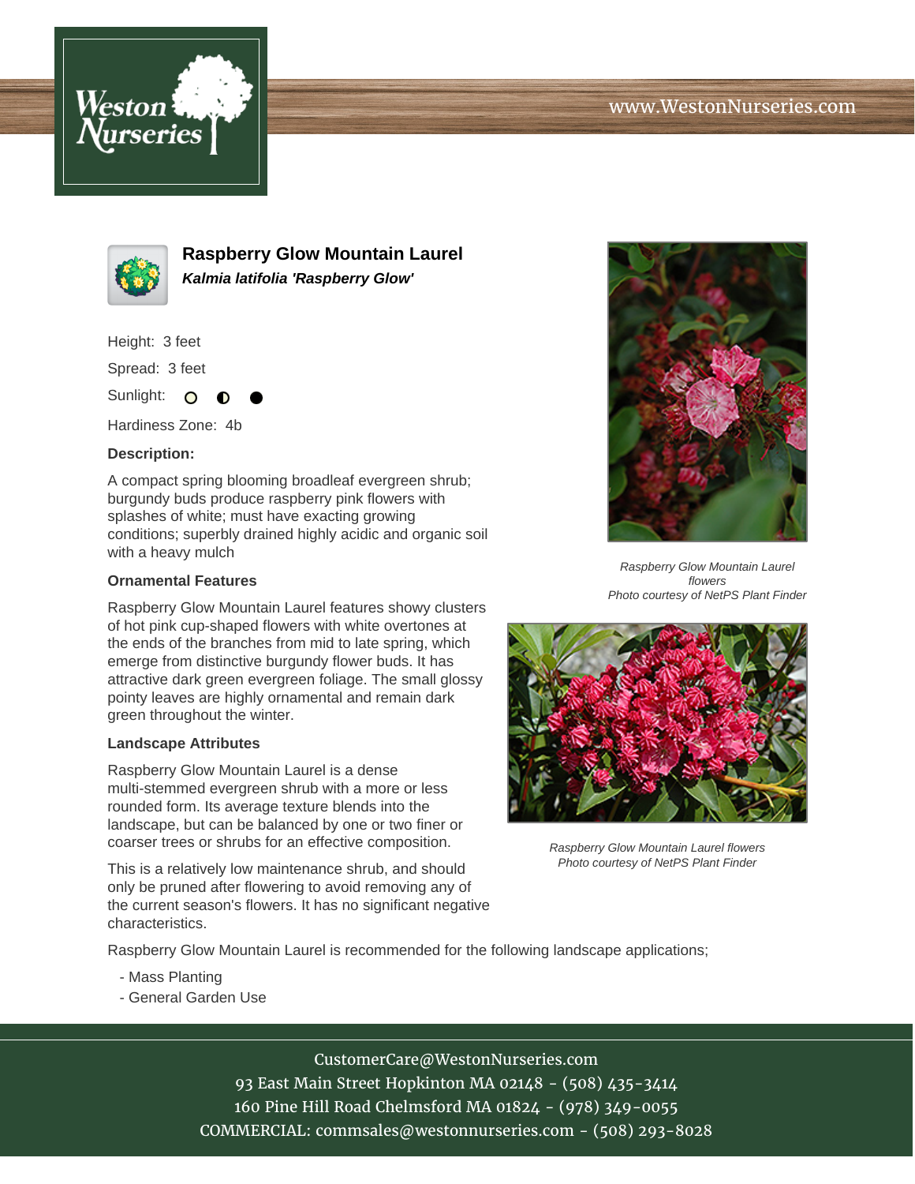# Raspberry Glow Mountain Laurel

***Kalmia latifolia 'Raspberry Glow'***

Height: 3 feet

Spread: 3 feet

Sunlight: ○ ◐ ●

Hardiness Zone: 4b

**Description:**

A compact spring blooming broadleaf evergreen shrub; burgundy buds produce raspberry pink flowers with splashes of white; must have exacting growing conditions; superbly drained highly acidic and organic soil with a heavy mulch

**Ornamental Features**

Raspberry Glow Mountain Laurel features showy clusters of hot pink cup-shaped flowers with white overtones at the ends of the branches from mid to late spring, which emerge from distinctive burgundy flower buds. It has attractive dark green evergreen foliage. The small glossy pointy leaves are highly ornamental and remain dark green throughout the winter.

**Landscape Attributes**

Raspberry Glow Mountain Laurel is a dense multi-stemmed evergreen shrub with a more or less rounded form. Its average texture blends into the landscape, but can be balanced by one or two finer or coarser trees or shrubs for an effective composition.

This is a relatively low maintenance shrub, and should only be pruned after flowering to avoid removing any of the current season's flowers. It has no significant negative characteristics.

Raspberry Glow Mountain Laurel is recommended for the following landscape applications;

- Mass Planting
- General Garden Use

*Raspberry Glow Mountain Laurel flowers*
*Photo courtesy of NetPS Plant Finder*

*Raspberry Glow Mountain Laurel flowers*
*Photo courtesy of NetPS Plant Finder*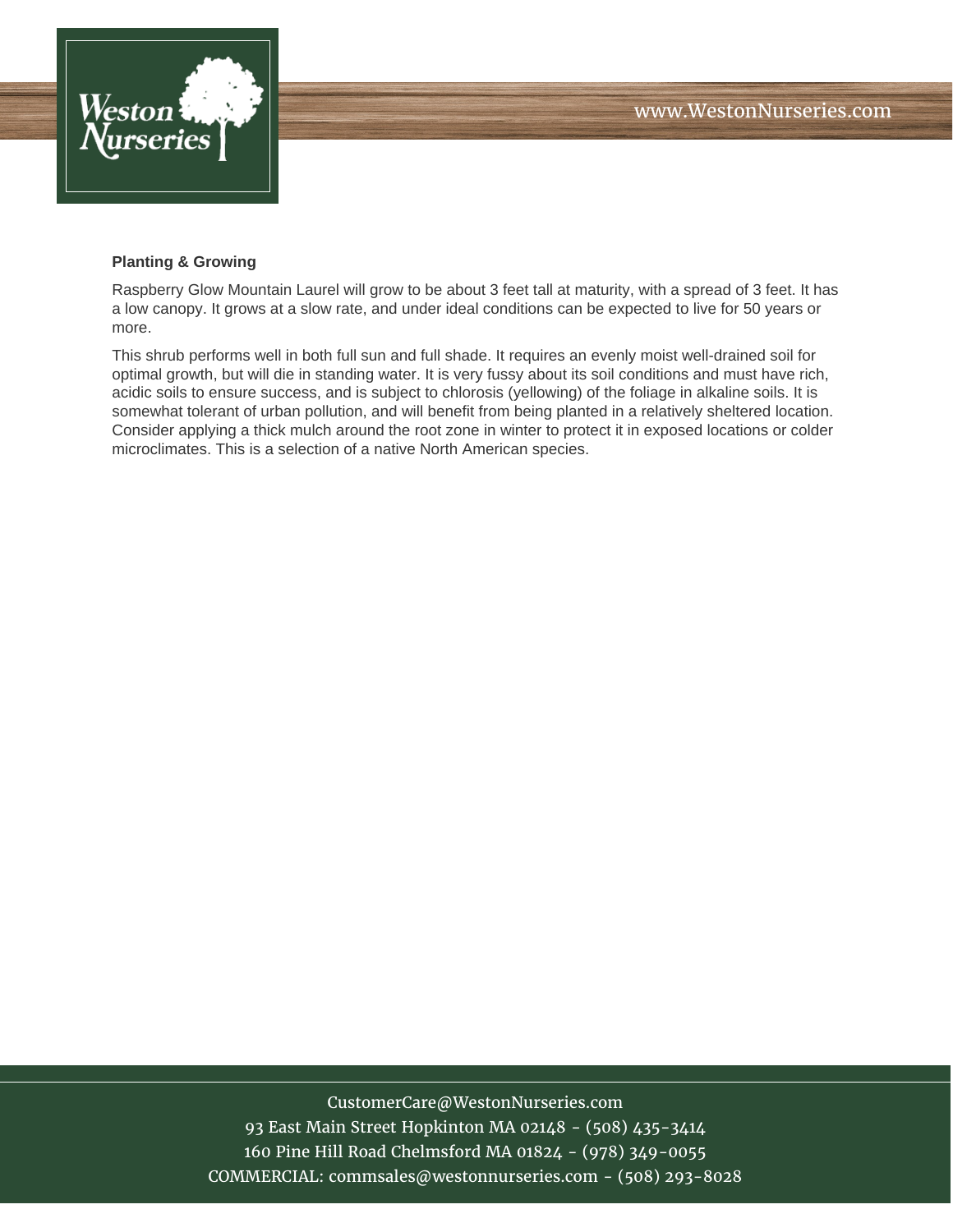**Planting & Growing**

Raspberry Glow Mountain Laurel will grow to be about 3 feet tall at maturity, with a spread of 3 feet. It has a low canopy. It grows at a slow rate, and under ideal conditions can be expected to live for 50 years or more.

This shrub performs well in both full sun and full shade. It requires an evenly moist well-drained soil for optimal growth, but will die in standing water. It is very fussy about its soil conditions and must have rich, acidic soils to ensure success, and is subject to chlorosis (yellowing) of the foliage in alkaline soils. It is somewhat tolerant of urban pollution, and will benefit from being planted in a relatively sheltered location. Consider applying a thick mulch around the root zone in winter to protect it in exposed locations or colder microclimates. This is a selection of a native North American species.